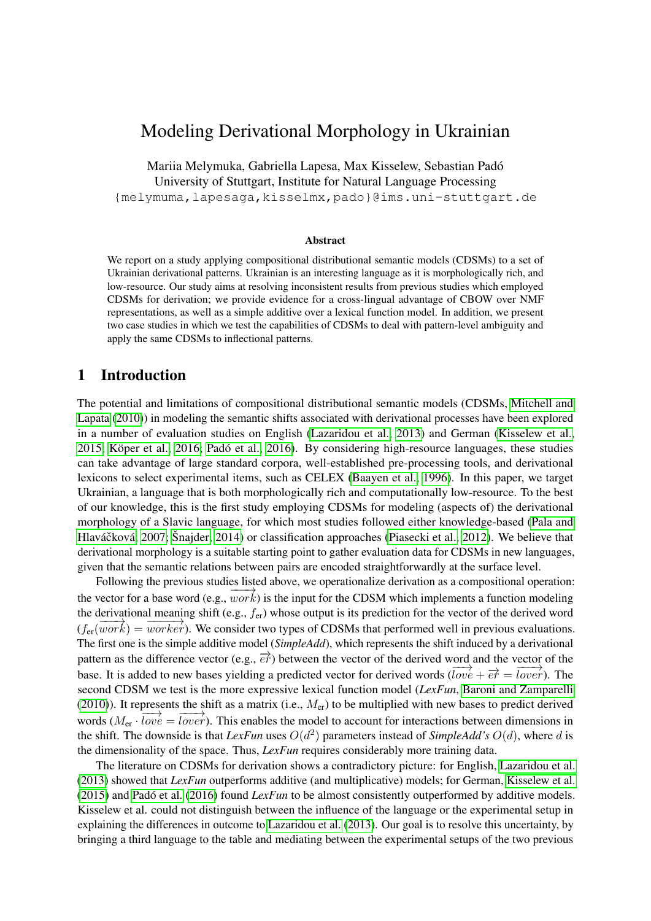# Modeling Derivational Morphology in Ukrainian

Mariia Melymuka, Gabriella Lapesa, Max Kisselew, Sebastian Padó
University of Stuttgart, Institute for Natural Language Processing
{melymuma,lapesaga,kisselmx,pado}@ims.uni-stuttgart.de

### Abstract

We report on a study applying compositional distributional semantic models (CDSMs) to a set of Ukrainian derivational patterns. Ukrainian is an interesting language as it is morphologically rich, and low-resource. Our study aims at resolving inconsistent results from previous studies which employed CDSMs for derivation; we provide evidence for a cross-lingual advantage of CBOW over NMF representations, as well as a simple additive over a lexical function model. In addition, we present two case studies in which we test the capabilities of CDSMs to deal with pattern-level ambiguity and apply the same CDSMs to inflectional patterns.

## 1 Introduction

The potential and limitations of compositional distributional semantic models (CDSMs, Mitchell and Lapata (2010)) in modeling the semantic shifts associated with derivational processes have been explored in a number of evaluation studies on English (Lazaridou et al., 2013) and German (Kisselew et al., 2015; Köper et al., 2016; Padó et al., 2016). By considering high-resource languages, these studies can take advantage of large standard corpora, well-established pre-processing tools, and derivational lexicons to select experimental items, such as CELEX (Baayen et al., 1996). In this paper, we target Ukrainian, a language that is both morphologically rich and computationally low-resource. To the best of our knowledge, this is the first study employing CDSMs for modeling (aspects of) the derivational morphology of a Slavic language, for which most studies followed either knowledge-based (Pala and Hlaváčková, 2007; Šnajder, 2014) or classification approaches (Piasecki et al., 2012). We believe that derivational morphology is a suitable starting point to gather evaluation data for CDSMs in new languages, given that the semantic relations between pairs are encoded straightforwardly at the surface level.

Following the previous studies listed above, we operationalize derivation as a compositional operation: the vector for a base word (e.g., $\overrightarrow{work}$) is the input for the CDSM which implements a function modeling the derivational meaning shift (e.g., $f_{\text{er}}$) whose output is its prediction for the vector of the derived word ($f_{\text{er}}(\overrightarrow{work}) = \overrightarrow{worker}$). We consider two types of CDSMs that performed well in previous evaluations. The first one is the simple additive model (*SimpleAdd*), which represents the shift induced by a derivational pattern as the difference vector (e.g., $\overrightarrow{er}$) between the vector of the derived word and the vector of the base. It is added to new bases yielding a predicted vector for derived words ($\overrightarrow{love} + \overrightarrow{er} = \overrightarrow{lover}$). The second CDSM we test is the more expressive lexical function model (*LexFun*, Baroni and Zamparelli (2010)). It represents the shift as a matrix (i.e., $M_{\text{er}}$) to be multiplied with new bases to predict derived words ($M_{\text{er}} \cdot \overrightarrow{love} = \overrightarrow{lover}$). This enables the model to account for interactions between dimensions in the shift. The downside is that *LexFun* uses $O(d^2)$ parameters instead of *SimpleAdd's* $O(d)$, where $d$ is the dimensionality of the space. Thus, *LexFun* requires considerably more training data.

The literature on CDSMs for derivation shows a contradictory picture: for English, Lazaridou et al. (2013) showed that *LexFun* outperforms additive (and multiplicative) models; for German, Kisselew et al. (2015) and Padó et al. (2016) found *LexFun* to be almost consistently outperformed by additive models. Kisselew et al. could not distinguish between the influence of the language or the experimental setup in explaining the differences in outcome to Lazaridou et al. (2013). Our goal is to resolve this uncertainty, by bringing a third language to the table and mediating between the experimental setups of the two previous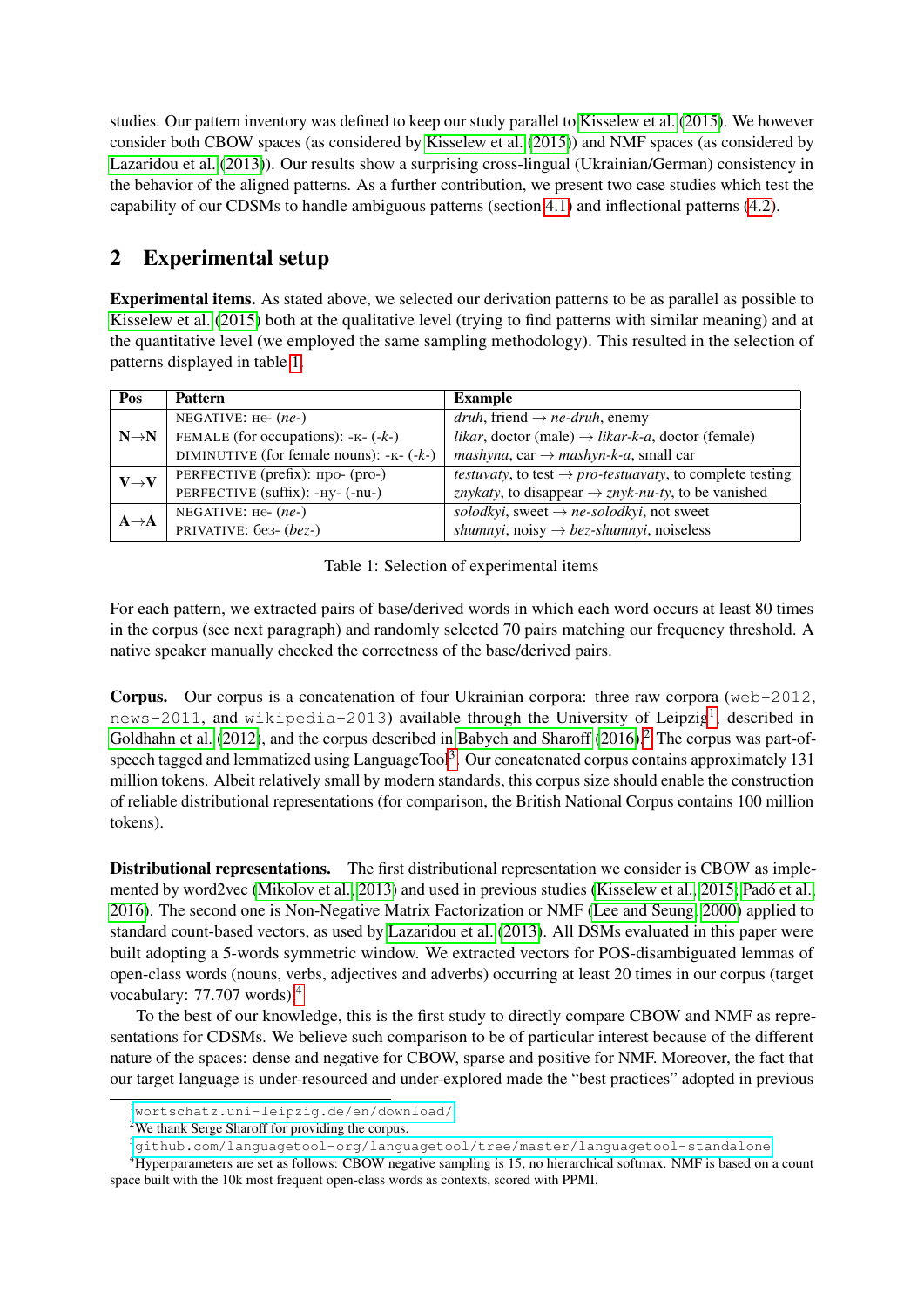studies. Our pattern inventory was defined to keep our study parallel to Kisselew et al. (2015). We however consider both CBOW spaces (as considered by Kisselew et al. (2015)) and NMF spaces (as considered by Lazaridou et al. (2013)). Our results show a surprising cross-lingual (Ukrainian/German) consistency in the behavior of the aligned patterns. As a further contribution, we present two case studies which test the capability of our CDSMs to handle ambiguous patterns (section 4.1) and inflectional patterns (4.2).

## 2 Experimental setup

**Experimental items.** As stated above, we selected our derivation patterns to be as parallel as possible to Kisselew et al. (2015) both at the qualitative level (trying to find patterns with similar meaning) and at the quantitative level (we employed the same sampling methodology). This resulted in the selection of patterns displayed in table 1.

| Pos | Pattern | Example |
|---|---|---|
| **N→N** | NEGATIVE: не- (*ne-*) | *druh*, friend → *ne-druh*, enemy |
| | FEMALE (for occupations): -к- (*-k-*) | *likar*, doctor (male) → *likar-k-a*, doctor (female) |
| | DIMINUTIVE (for female nouns): -к- (*-k-*) | *mashyna*, car → *mashyn-k-a*, small car |
| **V→V** | PERFECTIVE (prefix): про- (pro-) | *testuvaty*, to test → *pro-testuavaty*, to complete testing |
| | PERFECTIVE (suffix): -ну- (-nu-) | *znykaty*, to disappear → *znyk-nu-ty*, to be vanished |
| **A→A** | NEGATIVE: не- (*ne-*) | *solodkyi*, sweet → *ne-solodkyi*, not sweet |
| | PRIVATIVE: без- (*bez-*) | *shumnyi*, noisy → *bez-shumnyi*, noiseless |

Table 1: Selection of experimental items

For each pattern, we extracted pairs of base/derived words in which each word occurs at least 80 times in the corpus (see next paragraph) and randomly selected 70 pairs matching our frequency threshold. A native speaker manually checked the correctness of the base/derived pairs.

**Corpus.** Our corpus is a concatenation of four Ukrainian corpora: three raw corpora (`web-2012`, `news-2011`, and `wikipedia-2013`) available through the University of Leipzig[1], described in Goldhahn et al. (2012), and the corpus described in Babych and Sharoff (2016).[2] The corpus was part-of-speech tagged and lemmatized using LanguageTool[3]. Our concatenated corpus contains approximately 131 million tokens. Albeit relatively small by modern standards, this corpus size should enable the construction of reliable distributional representations (for comparison, the British National Corpus contains 100 million tokens).

**Distributional representations.** The first distributional representation we consider is CBOW as implemented by word2vec (Mikolov et al., 2013) and used in previous studies (Kisselew et al., 2015; Padó et al., 2016). The second one is Non-Negative Matrix Factorization or NMF (Lee and Seung, 2000) applied to standard count-based vectors, as used by Lazaridou et al. (2013). All DSMs evaluated in this paper were built adopting a 5-words symmetric window. We extracted vectors for POS-disambiguated lemmas of open-class words (nouns, verbs, adjectives and adverbs) occurring at least 20 times in our corpus (target vocabulary: 77.707 words).[4]

To the best of our knowledge, this is the first study to directly compare CBOW and NMF as representations for CDSMs. We believe such comparison to be of particular interest because of the different nature of the spaces: dense and negative for CBOW, sparse and positive for NMF. Moreover, the fact that our target language is under-resourced and under-explored made the "best practices" adopted in previous

---

[1] `wortschatz.uni-leipzig.de/en/download/`

[2] We thank Serge Sharoff for providing the corpus.

[3] `github.com/languagetool-org/languagetool/tree/master/languagetool-standalone`

[4] Hyperparameters are set as follows: CBOW negative sampling is 15, no hierarchical softmax. NMF is based on a count space built with the 10k most frequent open-class words as contexts, scored with PPMI.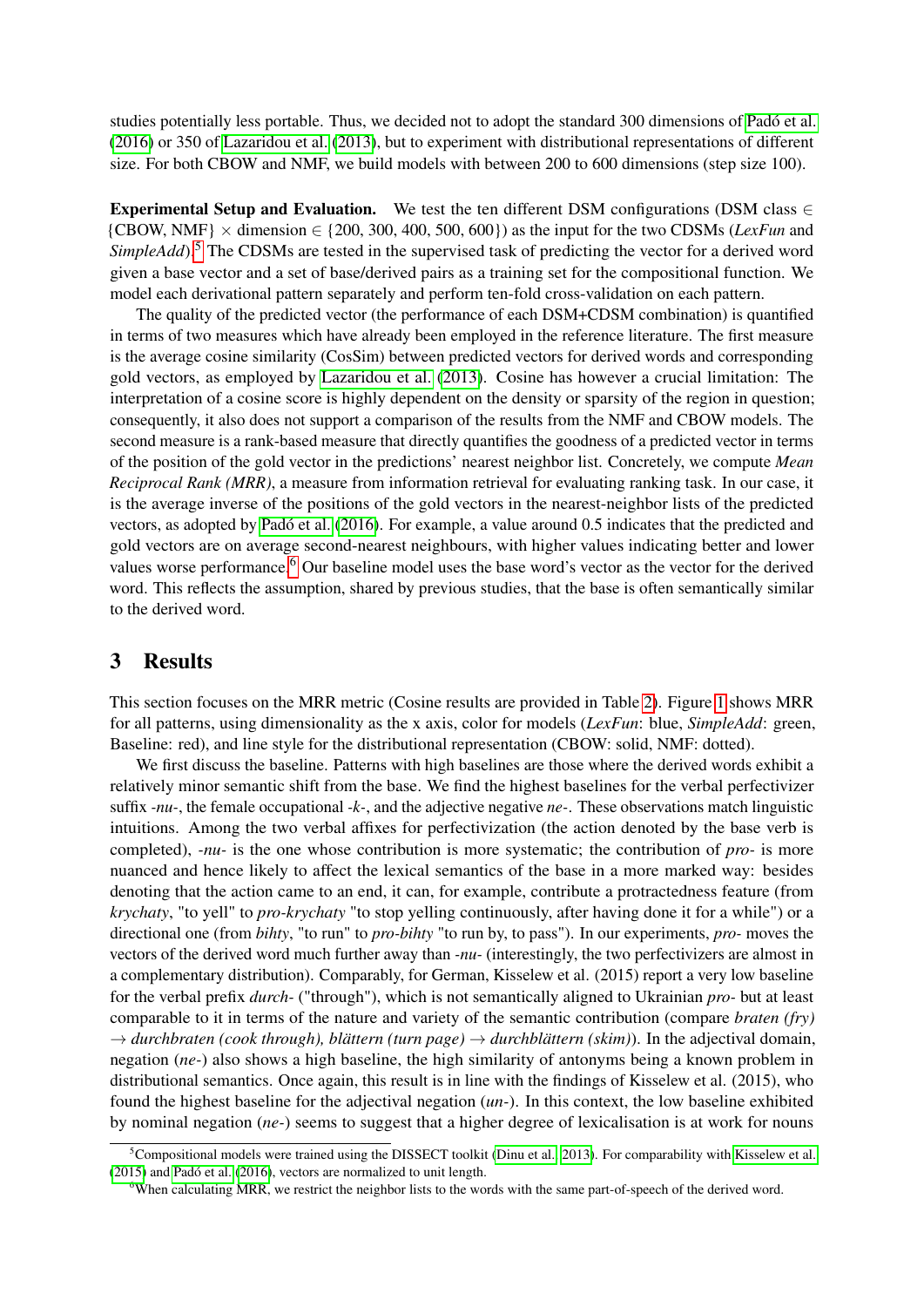studies potentially less portable. Thus, we decided not to adopt the standard 300 dimensions of Padó et al. (2016) or 350 of Lazaridou et al. (2013), but to experiment with distributional representations of different size. For both CBOW and NMF, we build models with between 200 to 600 dimensions (step size 100).

**Experimental Setup and Evaluation.** We test the ten different DSM configurations (DSM class $\in$ {CBOW, NMF} $\times$ dimension $\in$ {200, 300, 400, 500, 600}) as the input for the two CDSMs (*LexFun* and *SimpleAdd*).[5] The CDSMs are tested in the supervised task of predicting the vector for a derived word given a base vector and a set of base/derived pairs as a training set for the compositional function. We model each derivational pattern separately and perform ten-fold cross-validation on each pattern.

The quality of the predicted vector (the performance of each DSM+CDSM combination) is quantified in terms of two measures which have already been employed in the reference literature. The first measure is the average cosine similarity (CosSim) between predicted vectors for derived words and corresponding gold vectors, as employed by Lazaridou et al. (2013). Cosine has however a crucial limitation: The interpretation of a cosine score is highly dependent on the density or sparsity of the region in question; consequently, it also does not support a comparison of the results from the NMF and CBOW models. The second measure is a rank-based measure that directly quantifies the goodness of a predicted vector in terms of the position of the gold vector in the predictions' nearest neighbor list. Concretely, we compute *Mean Reciprocal Rank (MRR)*, a measure from information retrieval for evaluating ranking task. In our case, it is the average inverse of the positions of the gold vectors in the nearest-neighbor lists of the predicted vectors, as adopted by Padó et al. (2016). For example, a value around 0.5 indicates that the predicted and gold vectors are on average second-nearest neighbours, with higher values indicating better and lower values worse performance.[6] Our baseline model uses the base word's vector as the vector for the derived word. This reflects the assumption, shared by previous studies, that the base is often semantically similar to the derived word.

# 3 Results

This section focuses on the MRR metric (Cosine results are provided in Table 2). Figure 1 shows MRR for all patterns, using dimensionality as the x axis, color for models (*LexFun*: blue, *SimpleAdd*: green, Baseline: red), and line style for the distributional representation (CBOW: solid, NMF: dotted).

We first discuss the baseline. Patterns with high baselines are those where the derived words exhibit a relatively minor semantic shift from the base. We find the highest baselines for the verbal perfectivizer suffix *-nu-*, the female occupational *-k-*, and the adjective negative *ne-*. These observations match linguistic intuitions. Among the two verbal affixes for perfectivization (the action denoted by the base verb is completed), *-nu-* is the one whose contribution is more systematic; the contribution of *pro-* is more nuanced and hence likely to affect the lexical semantics of the base in a more marked way: besides denoting that the action came to an end, it can, for example, contribute a protractedness feature (from *krychaty*, "to yell" to *pro-krychaty* "to stop yelling continuously, after having done it for a while") or a directional one (from *bihty*, "to run" to *pro-bihty* "to run by, to pass"). In our experiments, *pro-* moves the vectors of the derived word much further away than *-nu-* (interestingly, the two perfectivizers are almost in a complementary distribution). Comparably, for German, Kisselew et al. (2015) report a very low baseline for the verbal prefix *durch-* ("through"), which is not semantically aligned to Ukrainian *pro-* but at least comparable to it in terms of the nature and variety of the semantic contribution (compare *braten (fry)* $\rightarrow$ *durchbraten (cook through), blättern (turn page)* $\rightarrow$ *durchblättern (skim)*). In the adjectival domain, negation (*ne-*) also shows a high baseline, the high similarity of antonyms being a known problem in distributional semantics. Once again, this result is in line with the findings of Kisselew et al. (2015), who found the highest baseline for the adjectival negation (*un-*). In this context, the low baseline exhibited by nominal negation (*ne-*) seems to suggest that a higher degree of lexicalisation is at work for nouns

[5] Compositional models were trained using the DISSECT toolkit (Dinu et al., 2013). For comparability with Kisselew et al. (2015) and Padó et al. (2016), vectors are normalized to unit length.

[6] When calculating MRR, we restrict the neighbor lists to the words with the same part-of-speech of the derived word.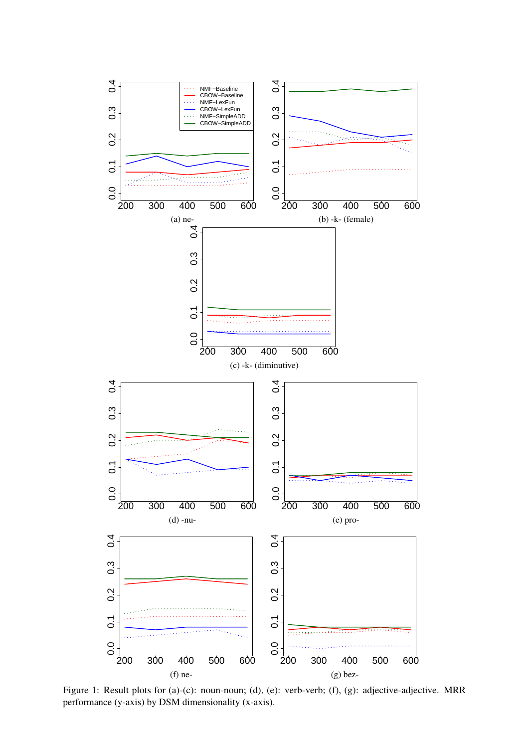Figure 1: Result plots for (a)-(c): noun-noun; (d), (e): verb-verb; (f), (g): adjective-adjective. MRR performance (y-axis) by DSM dimensionality (x-axis).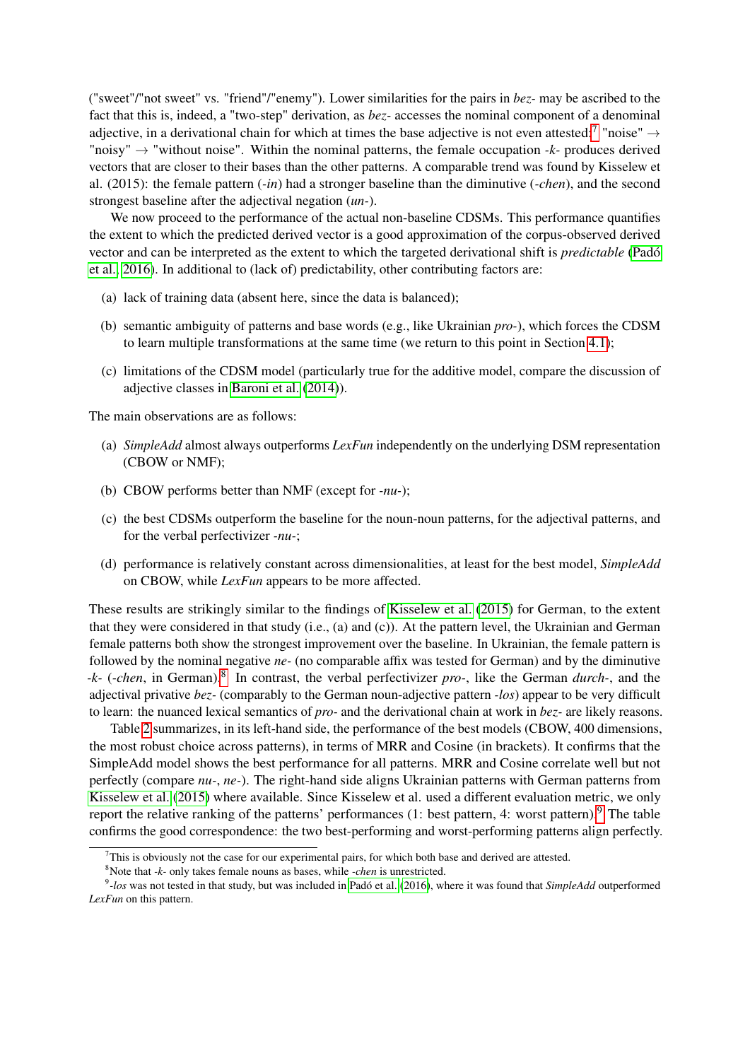("sweet"/"not sweet" vs. "friend"/"enemy"). Lower similarities for the pairs in *bez-* may be ascribed to the fact that this is, indeed, a "two-step" derivation, as *bez-* accesses the nominal component of a denominal adjective, in a derivational chain for which at times the base adjective is not even attested:[7] "noise" → "noisy" → "without noise". Within the nominal patterns, the female occupation *-k-* produces derived vectors that are closer to their bases than the other patterns. A comparable trend was found by Kisselew et al. (2015): the female pattern (*-in*) had a stronger baseline than the diminutive (*-chen*), and the second strongest baseline after the adjectival negation (*un-*).

We now proceed to the performance of the actual non-baseline CDSMs. This performance quantifies the extent to which the predicted derived vector is a good approximation of the corpus-observed derived vector and can be interpreted as the extent to which the targeted derivational shift is *predictable* (Padó et al., 2016). In additional to (lack of) predictability, other contributing factors are:

(a) lack of training data (absent here, since the data is balanced);

(b) semantic ambiguity of patterns and base words (e.g., like Ukrainian *pro-*), which forces the CDSM to learn multiple transformations at the same time (we return to this point in Section 4.1);

(c) limitations of the CDSM model (particularly true for the additive model, compare the discussion of adjective classes in Baroni et al. (2014)).

The main observations are as follows:

(a) *SimpleAdd* almost always outperforms *LexFun* independently on the underlying DSM representation (CBOW or NMF);

(b) CBOW performs better than NMF (except for *-nu-*);

(c) the best CDSMs outperform the baseline for the noun-noun patterns, for the adjectival patterns, and for the verbal perfectivizer *-nu-*;

(d) performance is relatively constant across dimensionalities, at least for the best model, *SimpleAdd* on CBOW, while *LexFun* appears to be more affected.

These results are strikingly similar to the findings of Kisselew et al. (2015) for German, to the extent that they were considered in that study (i.e., (a) and (c)). At the pattern level, the Ukrainian and German female patterns both show the strongest improvement over the baseline. In Ukrainian, the female pattern is followed by the nominal negative *ne-* (no comparable affix was tested for German) and by the diminutive *-k-* (*-chen*, in German).[8] In contrast, the verbal perfectivizer *pro-*, like the German *durch-*, and the adjectival privative *bez-* (comparably to the German noun-adjective pattern *-los*) appear to be very difficult to learn: the nuanced lexical semantics of *pro-* and the derivational chain at work in *bez-* are likely reasons.

Table 2 summarizes, in its left-hand side, the performance of the best models (CBOW, 400 dimensions, the most robust choice across patterns), in terms of MRR and Cosine (in brackets). It confirms that the SimpleAdd model shows the best performance for all patterns. MRR and Cosine correlate well but not perfectly (compare *nu-*, *ne-*). The right-hand side aligns Ukrainian patterns with German patterns from Kisselew et al. (2015) where available. Since Kisselew et al. used a different evaluation metric, we only report the relative ranking of the patterns' performances (1: best pattern, 4: worst pattern).[9] The table confirms the good correspondence: the two best-performing and worst-performing patterns align perfectly.

---

[7] This is obviously not the case for our experimental pairs, for which both base and derived are attested.

[8] Note that *-k-* only takes female nouns as bases, while *-chen* is unrestricted.

[9] *-los* was not tested in that study, but was included in Padó et al. (2016), where it was found that *SimpleAdd* outperformed *LexFun* on this pattern.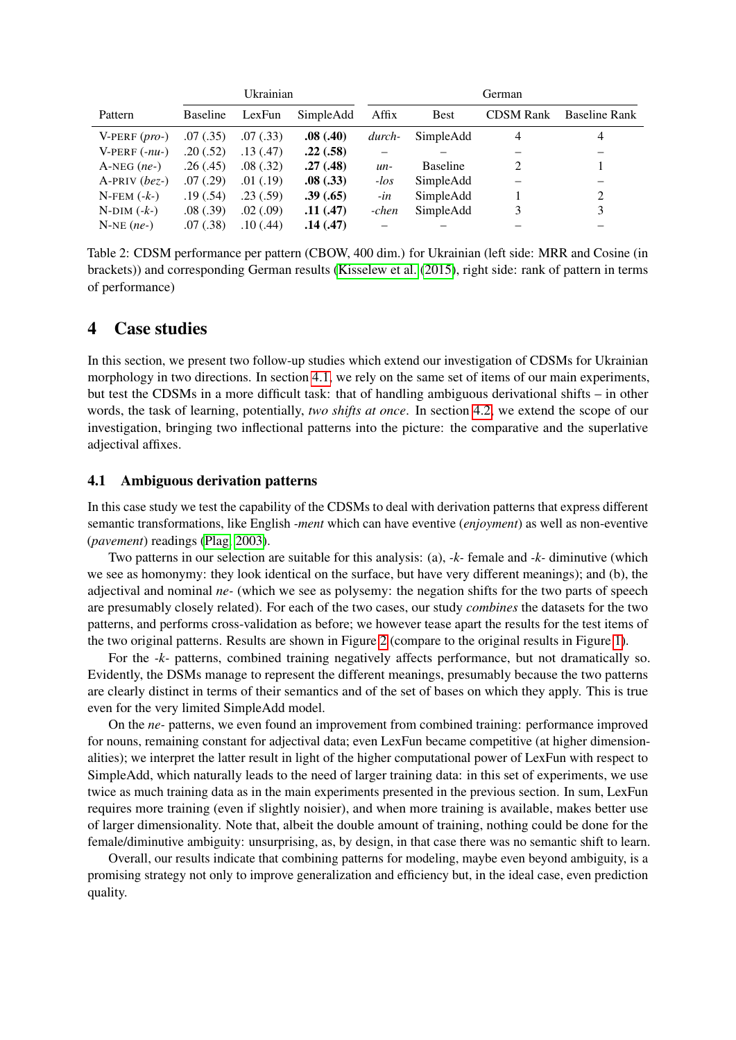| Pattern | Ukrainian | | | German | | | |
|---|---|---|---|---|---|---|---|
| | Baseline | LexFun | SimpleAdd | Affix | Best | CDSM Rank | Baseline Rank |
| V-PERF (*pro-*) | .07 (.35) | .07 (.33) | **.08 (.40)** | *durch-* | SimpleAdd | 4 | 4 |
| V-PERF (*-nu-*) | .20 (.52) | .13 (.47) | **.22 (.58)** | – | – | – | – |
| A-NEG (*ne-*) | .26 (.45) | .08 (.32) | **.27 (.48)** | *un-* | Baseline | 2 | 1 |
| A-PRIV (*bez-*) | .07 (.29) | .01 (.19) | **.08 (.33)** | *-los* | SimpleAdd | – | – |
| N-FEM (*-k-*) | .19 (.54) | .23 (.59) | **.39 (.65)** | *-in* | SimpleAdd | 1 | 2 |
| N-DIM (*-k-*) | .08 (.39) | .02 (.09) | **.11 (.47)** | *-chen* | SimpleAdd | 3 | 3 |
| N-NE (*ne-*) | .07 (.38) | .10 (.44) | **.14 (.47)** | – | – | – | – |

Table 2: CDSM performance per pattern (CBOW, 400 dim.) for Ukrainian (left side: MRR and Cosine (in brackets)) and corresponding German results (Kisselew et al. (2015), right side: rank of pattern in terms of performance)

# 4 Case studies

In this section, we present two follow-up studies which extend our investigation of CDSMs for Ukrainian morphology in two directions. In section 4.1, we rely on the same set of items of our main experiments, but test the CDSMs in a more difficult task: that of handling ambiguous derivational shifts – in other words, the task of learning, potentially, *two shifts at once*. In section 4.2, we extend the scope of our investigation, bringing two inflectional patterns into the picture: the comparative and the superlative adjectival affixes.

## 4.1 Ambiguous derivation patterns

In this case study we test the capability of the CDSMs to deal with derivation patterns that express different semantic transformations, like English *-ment* which can have eventive (*enjoyment*) as well as non-eventive (*pavement*) readings (Plag, 2003).

Two patterns in our selection are suitable for this analysis: (a), *-k-* female and *-k-* diminutive (which we see as homonymy: they look identical on the surface, but have very different meanings); and (b), the adjectival and nominal *ne-* (which we see as polysemy: the negation shifts for the two parts of speech are presumably closely related). For each of the two cases, our study *combines* the datasets for the two patterns, and performs cross-validation as before; we however tease apart the results for the test items of the two original patterns. Results are shown in Figure 2 (compare to the original results in Figure 1).

For the *-k-* patterns, combined training negatively affects performance, but not dramatically so. Evidently, the DSMs manage to represent the different meanings, presumably because the two patterns are clearly distinct in terms of their semantics and of the set of bases on which they apply. This is true even for the very limited SimpleAdd model.

On the *ne-* patterns, we even found an improvement from combined training: performance improved for nouns, remaining constant for adjectival data; even LexFun became competitive (at higher dimensionalities); we interpret the latter result in light of the higher computational power of LexFun with respect to SimpleAdd, which naturally leads to the need of larger training data: in this set of experiments, we use twice as much training data as in the main experiments presented in the previous section. In sum, LexFun requires more training (even if slightly noisier), and when more training is available, makes better use of larger dimensionality. Note that, albeit the double amount of training, nothing could be done for the female/diminutive ambiguity: unsurprising, as, by design, in that case there was no semantic shift to learn.

Overall, our results indicate that combining patterns for modeling, maybe even beyond ambiguity, is a promising strategy not only to improve generalization and efficiency but, in the ideal case, even prediction quality.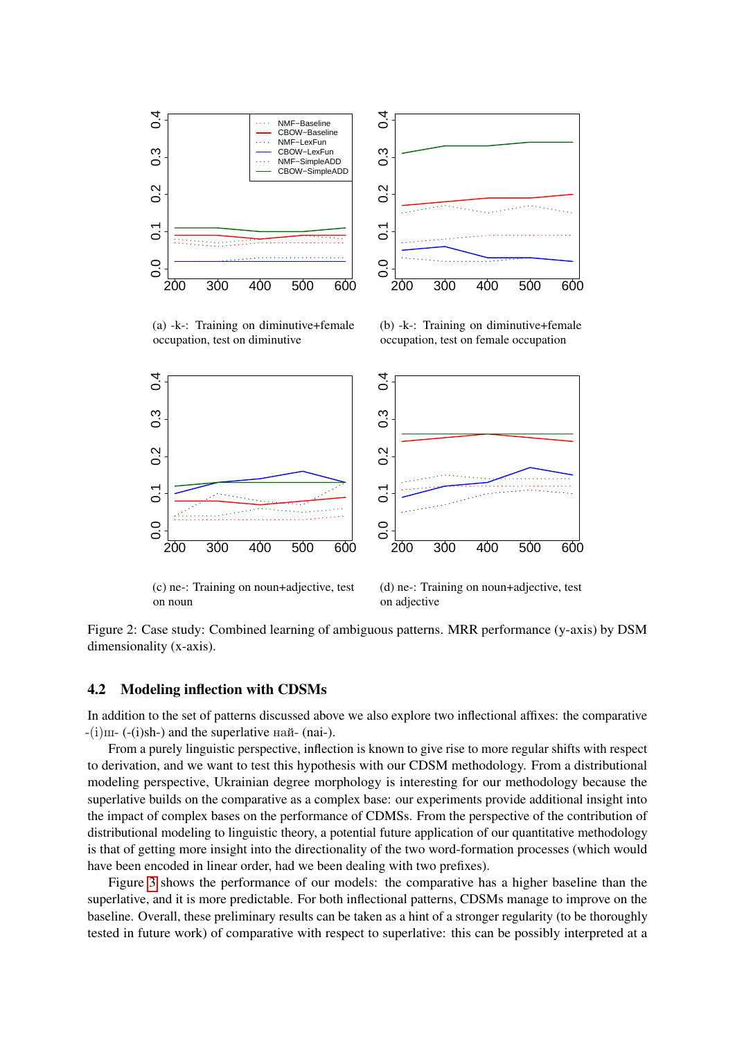(a) -k-: Training on diminutive+female occupation, test on diminutive

(b) -k-: Training on diminutive+female occupation, test on female occupation

(c) ne-: Training on noun+adjective, test on noun

(d) ne-: Training on noun+adjective, test on adjective

Figure 2: Case study: Combined learning of ambiguous patterns. MRR performance (y-axis) by DSM dimensionality (x-axis).

### 4.2 Modeling inflection with CDSMs

In addition to the set of patterns discussed above we also explore two inflectional affixes: the comparative -(і)ш- (-(i)sh-) and the superlative най- (nai-).

From a purely linguistic perspective, inflection is known to give rise to more regular shifts with respect to derivation, and we want to test this hypothesis with our CDSM methodology. From a distributional modeling perspective, Ukrainian degree morphology is interesting for our methodology because the superlative builds on the comparative as a complex base: our experiments provide additional insight into the impact of complex bases on the performance of CDMSs. From the perspective of the contribution of distributional modeling to linguistic theory, a potential future application of our quantitative methodology is that of getting more insight into the directionality of the two word-formation processes (which would have been encoded in linear order, had we been dealing with two prefixes).

Figure 3 shows the performance of our models: the comparative has a higher baseline than the superlative, and it is more predictable. For both inflectional patterns, CDSMs manage to improve on the baseline. Overall, these preliminary results can be taken as a hint of a stronger regularity (to be thoroughly tested in future work) of comparative with respect to superlative: this can be possibly interpreted at a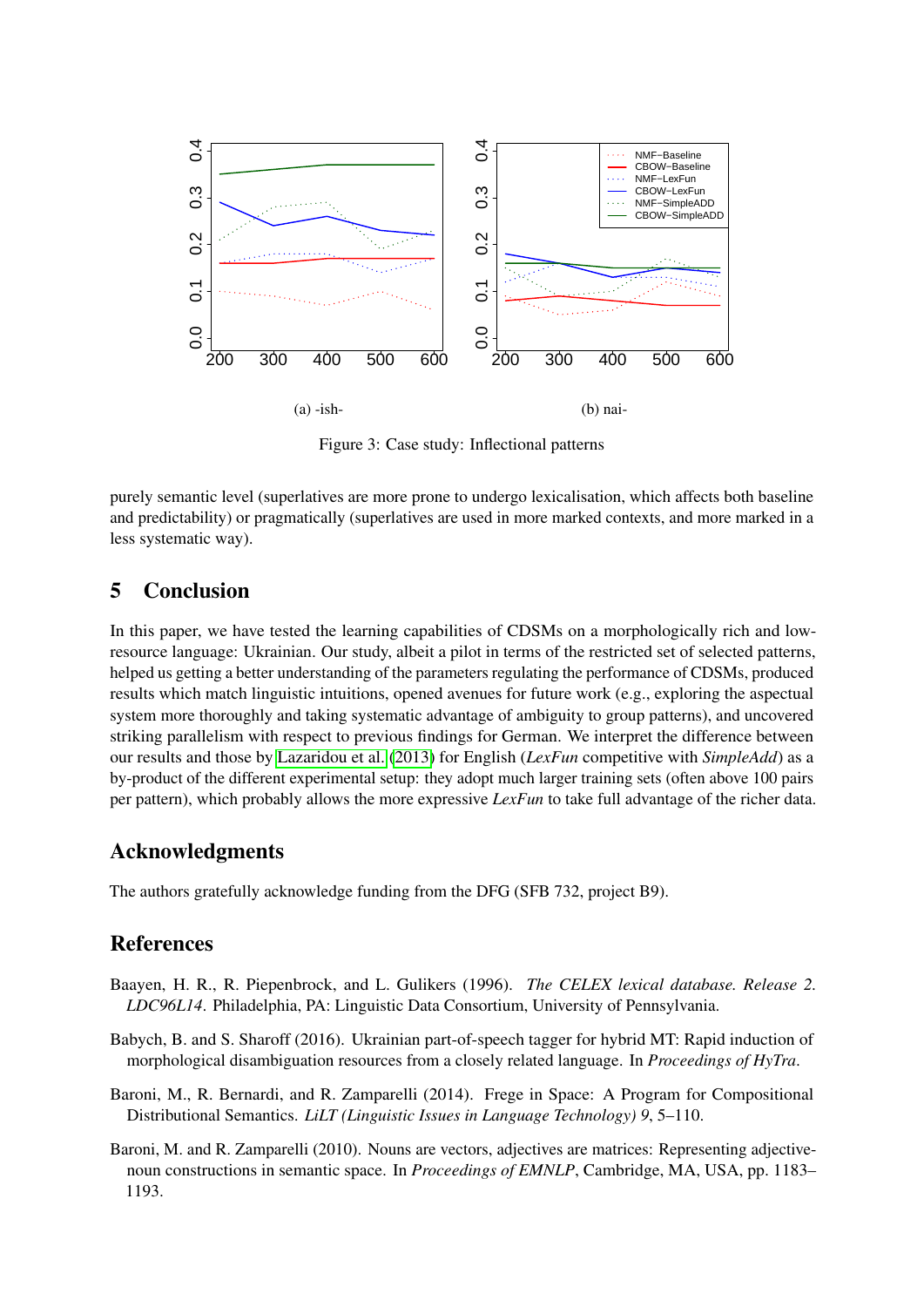(a) -ish-

(b) nai-

Figure 3: Case study: Inflectional patterns

purely semantic level (superlatives are more prone to undergo lexicalisation, which affects both baseline and predictability) or pragmatically (superlatives are used in more marked contexts, and more marked in a less systematic way).

## 5 Conclusion

In this paper, we have tested the learning capabilities of CDSMs on a morphologically rich and low-resource language: Ukrainian. Our study, albeit a pilot in terms of the restricted set of selected patterns, helped us getting a better understanding of the parameters regulating the performance of CDSMs, produced results which match linguistic intuitions, opened avenues for future work (e.g., exploring the aspectual system more thoroughly and taking systematic advantage of ambiguity to group patterns), and uncovered striking parallelism with respect to previous findings for German. We interpret the difference between our results and those by Lazaridou et al. (2013) for English (*LexFun* competitive with *SimpleAdd*) as a by-product of the different experimental setup: they adopt much larger training sets (often above 100 pairs per pattern), which probably allows the more expressive *LexFun* to take full advantage of the richer data.

## Acknowledgments

The authors gratefully acknowledge funding from the DFG (SFB 732, project B9).

## References

Baayen, H. R., R. Piepenbrock, and L. Gulikers (1996). *The CELEX lexical database. Release 2. LDC96L14*. Philadelphia, PA: Linguistic Data Consortium, University of Pennsylvania.

Babych, B. and S. Sharoff (2016). Ukrainian part-of-speech tagger for hybrid MT: Rapid induction of morphological disambiguation resources from a closely related language. In *Proceedings of HyTra*.

Baroni, M., R. Bernardi, and R. Zamparelli (2014). Frege in Space: A Program for Compositional Distributional Semantics. *LiLT (Linguistic Issues in Language Technology) 9*, 5–110.

Baroni, M. and R. Zamparelli (2010). Nouns are vectors, adjectives are matrices: Representing adjective-noun constructions in semantic space. In *Proceedings of EMNLP*, Cambridge, MA, USA, pp. 1183–1193.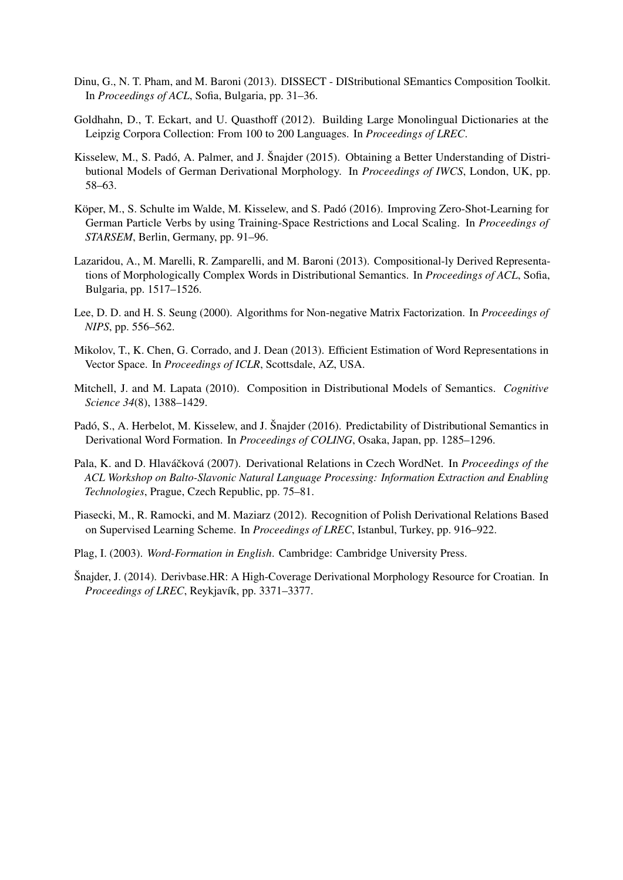Dinu, G., N. T. Pham, and M. Baroni (2013). DISSECT - DIStributional SEmantics Composition Toolkit. In *Proceedings of ACL*, Sofia, Bulgaria, pp. 31–36.

Goldhahn, D., T. Eckart, and U. Quasthoff (2012). Building Large Monolingual Dictionaries at the Leipzig Corpora Collection: From 100 to 200 Languages. In *Proceedings of LREC*.

Kisselew, M., S. Padó, A. Palmer, and J. Šnajder (2015). Obtaining a Better Understanding of Distributional Models of German Derivational Morphology. In *Proceedings of IWCS*, London, UK, pp. 58–63.

Köper, M., S. Schulte im Walde, M. Kisselew, and S. Padó (2016). Improving Zero-Shot-Learning for German Particle Verbs by using Training-Space Restrictions and Local Scaling. In *Proceedings of STARSEM*, Berlin, Germany, pp. 91–96.

Lazaridou, A., M. Marelli, R. Zamparelli, and M. Baroni (2013). Compositional-ly Derived Representations of Morphologically Complex Words in Distributional Semantics. In *Proceedings of ACL*, Sofia, Bulgaria, pp. 1517–1526.

Lee, D. D. and H. S. Seung (2000). Algorithms for Non-negative Matrix Factorization. In *Proceedings of NIPS*, pp. 556–562.

Mikolov, T., K. Chen, G. Corrado, and J. Dean (2013). Efficient Estimation of Word Representations in Vector Space. In *Proceedings of ICLR*, Scottsdale, AZ, USA.

Mitchell, J. and M. Lapata (2010). Composition in Distributional Models of Semantics. *Cognitive Science 34*(8), 1388–1429.

Padó, S., A. Herbelot, M. Kisselew, and J. Šnajder (2016). Predictability of Distributional Semantics in Derivational Word Formation. In *Proceedings of COLING*, Osaka, Japan, pp. 1285–1296.

Pala, K. and D. Hlaváčková (2007). Derivational Relations in Czech WordNet. In *Proceedings of the ACL Workshop on Balto-Slavonic Natural Language Processing: Information Extraction and Enabling Technologies*, Prague, Czech Republic, pp. 75–81.

Piasecki, M., R. Ramocki, and M. Maziarz (2012). Recognition of Polish Derivational Relations Based on Supervised Learning Scheme. In *Proceedings of LREC*, Istanbul, Turkey, pp. 916–922.

Plag, I. (2003). *Word-Formation in English*. Cambridge: Cambridge University Press.

Šnajder, J. (2014). Derivbase.HR: A High-Coverage Derivational Morphology Resource for Croatian. In *Proceedings of LREC*, Reykjavík, pp. 3371–3377.